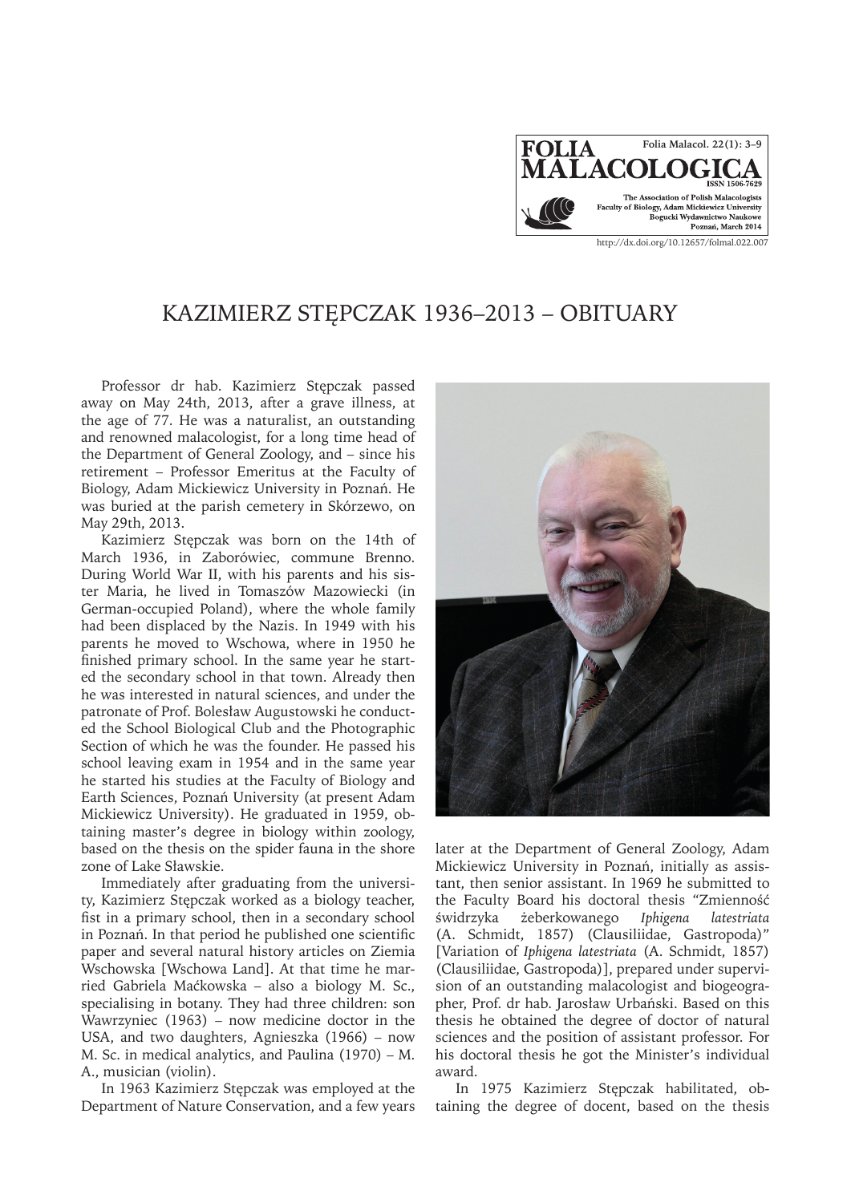# KAZIMIERZ STĘPCZAK 1936–2013 – OBITUARY

Professor dr hab. Kazimierz Stępczak passed away on May 24th, 2013, after a grave illness, at the age of 77. He was a naturalist, an outstanding and renowned malacologist, for a long time head of the Department of General Zoology, and – since his retirement – Professor Emeritus at the Faculty of Biology, Adam Mickiewicz University in Poznań. He was buried at the parish cemetery in Skórzewo, on May 29th, 2013.

Kazimierz Stępczak was born on the 14th of March 1936, in Zaborówiec, commune Brenno. During World War II, with his parents and his sister Maria, he lived in Tomaszów Mazowiecki (in German-occupied Poland), where the whole family had been displaced by the Nazis. In 1949 with his parents he moved to Wschowa, where in 1950 he finished primary school. In the same year he started the secondary school in that town. Already then he was interested in natural sciences, and under the patronate of Prof. Bolesław Augustowski he conducted the School Biological Club and the Photographic Section of which he was the founder. He passed his school leaving exam in 1954 and in the same year he started his studies at the Faculty of Biology and Earth Sciences, Poznań University (at present Adam Mickiewicz University). He graduated in 1959, obtaining master's degree in biology within zoology, based on the thesis on the spider fauna in the shore zone of Lake Sławskie.

Immediately after graduating from the university, Kazimierz Stępczak worked as a biology teacher, fist in a primary school, then in a secondary school in Poznań. In that period he published one scientific paper and several natural history articles on Ziemia Wschowska [Wschowa Land]. At that time he married Gabriela Maćkowska – also a biology M. Sc., specialising in botany. They had three children: son Wawrzyniec (1963) – now medicine doctor in the USA, and two daughters, Agnieszka (1966) – now M. Sc. in medical analytics, and Paulina (1970) – M. A., musician (violin).

In 1963 Kazimierz Stępczak was employed at the Department of Nature Conservation, and a few years later at the Department of General Zoology, Adam Mickiewicz University in Poznań, initially as assistant, then senior assistant. In 1969 he submitted to the Faculty Board his doctoral thesis "Zmienność świdrzyka żeberkowanego *Iphigena latestriata* (A. Schmidt, 1857) (Clausiliidae, Gastropoda)" [Variation of *Iphigena latestriata* (A. Schmidt, 1857) (Clausiliidae, Gastropoda)], prepared under supervision of an outstanding malacologist and biogeographer, Prof. dr hab. Jarosław Urbański. Based on this thesis he obtained the degree of doctor of natural sciences and the position of assistant professor. For his doctoral thesis he got the Minister's individual award.

In 1975 Kazimierz Stępczak habilitated, obtaining the degree of docent, based on the thesis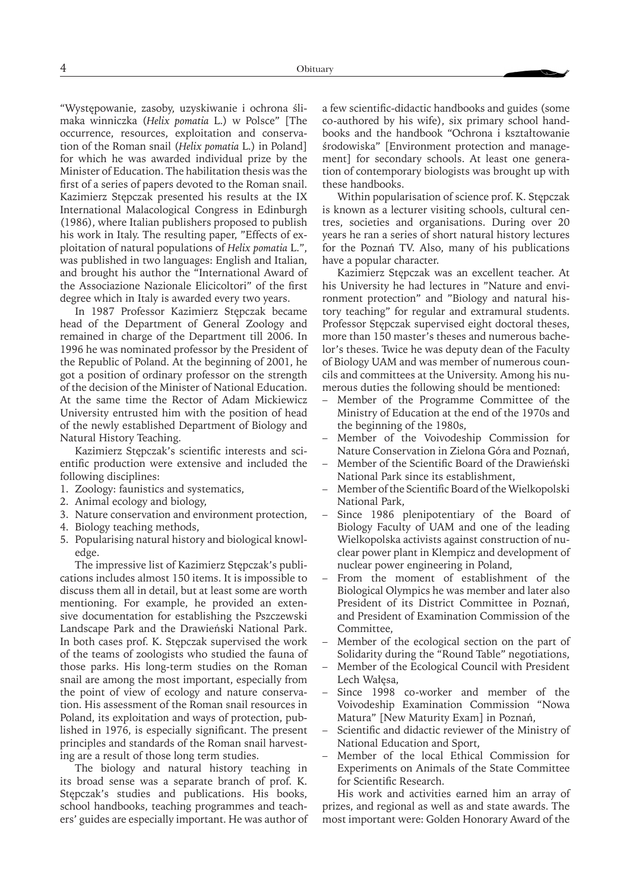"Występowanie, zasoby, uzyskiwanie i ochrona ślimaka winniczka (*Helix pomatia* L.) w Polsce" [The occurrence, resources, exploitation and conservation of the Roman snail (*Helix pomatia* L.) in Poland] for which he was awarded individual prize by the Minister of Education. The habilitation thesis was the first of a series of papers devoted to the Roman snail. Kazimierz Stępczak presented his results at the IX International Malacological Congress in Edinburgh (1986), where Italian publishers proposed to publish his work in Italy. The resulting paper, "Effects of exploitation of natural populations of *Helix pomatia* L.", was published in two languages: English and Italian, and brought his author the "International Award of the Associazione Nazionale Elicicoltori" of the first degree which in Italy is awarded every two years.

In 1987 Professor Kazimierz Stępczak became head of the Department of General Zoology and remained in charge of the Department till 2006. In 1996 he was nominated professor by the President of the Republic of Poland. At the beginning of 2001, he got a position of ordinary professor on the strength of the decision of the Minister of National Education. At the same time the Rector of Adam Mickiewicz University entrusted him with the position of head of the newly established Department of Biology and Natural History Teaching.

Kazimierz Stępczak's scientific interests and scientific production were extensive and included the following disciplines:

1. Zoology: faunistics and systematics,
2. Animal ecology and biology,
3. Nature conservation and environment protection,
4. Biology teaching methods,
5. Popularising natural history and biological knowledge.

The impressive list of Kazimierz Stępczak's publications includes almost 150 items. It is impossible to discuss them all in detail, but at least some are worth mentioning. For example, he provided an extensive documentation for establishing the Pszczewski Landscape Park and the Drawieński National Park. In both cases prof. K. Stępczak supervised the work of the teams of zoologists who studied the fauna of those parks. His long-term studies on the Roman snail are among the most important, especially from the point of view of ecology and nature conservation. His assessment of the Roman snail resources in Poland, its exploitation and ways of protection, published in 1976, is especially significant. The present principles and standards of the Roman snail harvesting are a result of those long term studies.

The biology and natural history teaching in its broad sense was a separate branch of prof. K. Stępczak's studies and publications. His books, school handbooks, teaching programmes and teachers' guides are especially important. He was author of a few scientific-didactic handbooks and guides (some co-authored by his wife), six primary school handbooks and the handbook "Ochrona i kształtowanie środowiska" [Environment protection and management] for secondary schools. At least one generation of contemporary biologists was brought up with these handbooks.

Within popularisation of science prof. K. Stępczak is known as a lecturer visiting schools, cultural centres, societies and organisations. During over 20 years he ran a series of short natural history lectures for the Poznań TV. Also, many of his publications have a popular character.

Kazimierz Stępczak was an excellent teacher. At his University he had lectures in "Nature and environment protection" and "Biology and natural history teaching" for regular and extramural students. Professor Stępczak supervised eight doctoral theses, more than 150 master's theses and numerous bachelor's theses. Twice he was deputy dean of the Faculty of Biology UAM and was member of numerous councils and committees at the University. Among his numerous duties the following should be mentioned:

- Member of the Programme Committee of the Ministry of Education at the end of the 1970s and the beginning of the 1980s,
- Member of the Voivodeship Commission for Nature Conservation in Zielona Góra and Poznań,
- Member of the Scientific Board of the Drawieński National Park since its establishment,
- Member of the Scientific Board of the Wielkopolski National Park,
- Since 1986 plenipotentiary of the Board of Biology Faculty of UAM and one of the leading Wielkopolska activists against construction of nuclear power plant in Klempicz and development of nuclear power engineering in Poland,
- From the moment of establishment of the Biological Olympics he was member and later also President of its District Committee in Poznań, and President of Examination Commission of the Committee,
- Member of the ecological section on the part of Solidarity during the "Round Table" negotiations,
- Member of the Ecological Council with President Lech Wałęsa,
- Since 1998 co-worker and member of the Voivodeship Examination Commission "Nowa Matura" [New Maturity Exam] in Poznań,
- Scientific and didactic reviewer of the Ministry of National Education and Sport,
- Member of the local Ethical Commission for Experiments on Animals of the State Committee for Scientific Research.

His work and activities earned him an array of prizes, and regional as well as and state awards. The most important were: Golden Honorary Award of the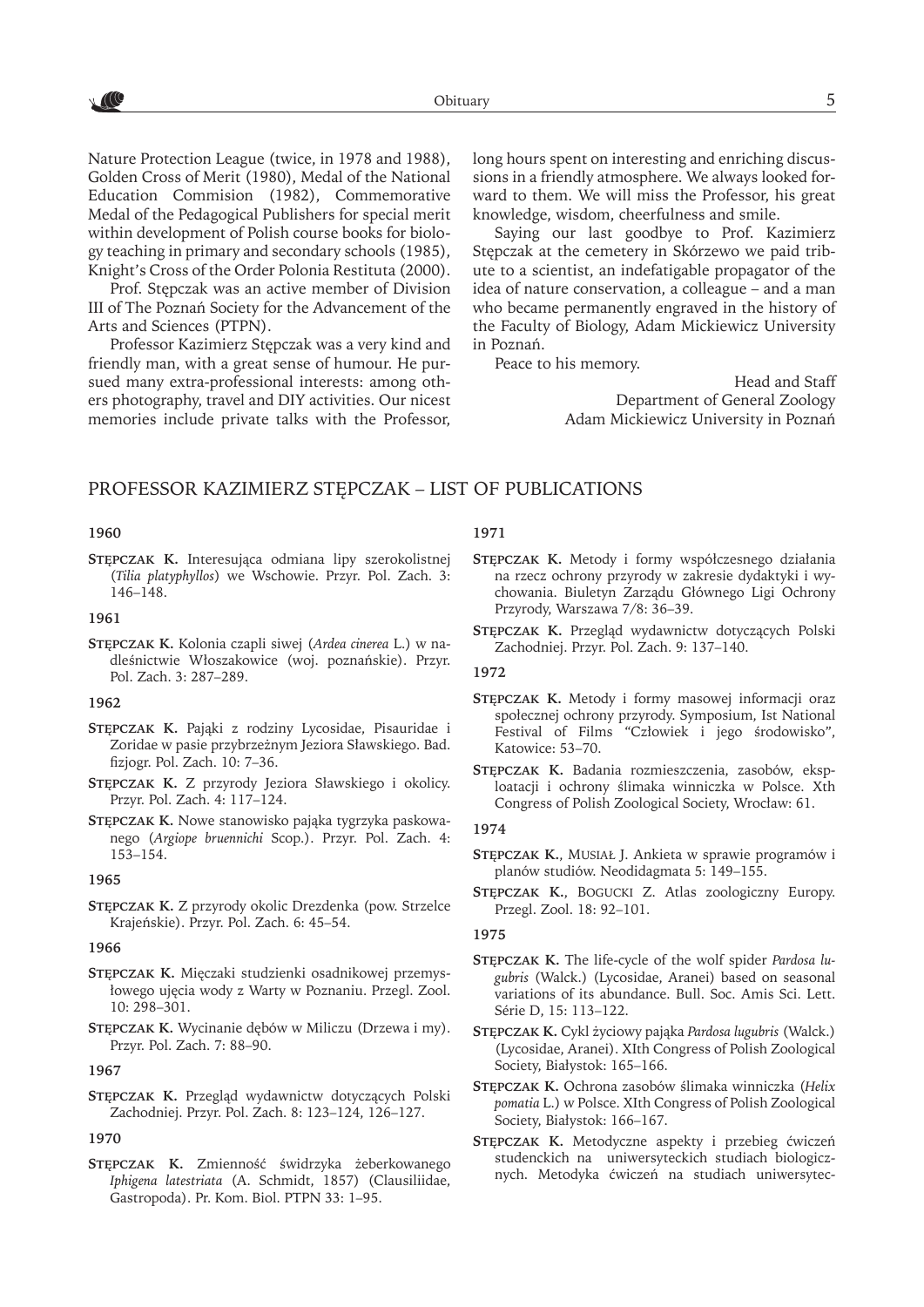Nature Protection League (twice, in 1978 and 1988), Golden Cross of Merit (1980), Medal of the National Education Commision (1982), Commemorative Medal of the Pedagogical Publishers for special merit within development of Polish course books for biology teaching in primary and secondary schools (1985), Knight's Cross of the Order Polonia Restituta (2000).

Prof. Stępczak was an active member of Division III of The Poznań Society for the Advancement of the Arts and Sciences (PTPN).

Professor Kazimierz Stępczak was a very kind and friendly man, with a great sense of humour. He pursued many extra-professional interests: among others photography, travel and DIY activities. Our nicest memories include private talks with the Professor, long hours spent on interesting and enriching discussions in a friendly atmosphere. We always looked forward to them. We will miss the Professor, his great knowledge, wisdom, cheerfulness and smile.

Saying our last goodbye to Prof. Kazimierz Stępczak at the cemetery in Skórzewo we paid tribute to a scientist, an indefatigable propagator of the idea of nature conservation, a colleague – and a man who became permanently engraved in the history of the Faculty of Biology, Adam Mickiewicz University in Poznań.

Peace to his memory.

Head and Staff
Department of General Zoology
Adam Mickiewicz University in Poznań

## PROFESSOR KAZIMIERZ STĘPCZAK – LIST OF PUBLICATIONS

**1960**

**Stępczak K.** Interesująca odmiana lipy szerokolistnej (*Tilia platyphyllos*) we Wschowie. Przyr. Pol. Zach. 3: 146–148.

**1961**

**Stępczak K.** Kolonia czapli siwej (*Ardea cinerea* L.) w nadleśnictwie Włoszakowice (woj. poznańskie). Przyr. Pol. Zach. 3: 287–289.

**1962**

**Stępczak K.** Pająki z rodziny Lycosidae, Pisauridae i Zoridae w pasie przybrzeżnym Jeziora Sławskiego. Bad. fizjogr. Pol. Zach. 10: 7–36.

**Stępczak K.** Z przyrody Jeziora Sławskiego i okolicy. Przyr. Pol. Zach. 4: 117–124.

**Stępczak K.** Nowe stanowisko pająka tygrzyka paskowanego (*Argiope bruennichi* Scop.). Przyr. Pol. Zach. 4: 153–154.

**1965**

**Stępczak K.** Z przyrody okolic Drezdenka (pow. Strzelce Krajeńskie). Przyr. Pol. Zach. 6: 45–54.

**1966**

**Stępczak K.** Mięczaki studzienki osadnikowej przemysłowego ujęcia wody z Warty w Poznaniu. Przegl. Zool. 10: 298–301.

**Stępczak K.** Wycinanie dębów w Miliczu (Drzewa i my). Przyr. Pol. Zach. 7: 88–90.

**1967**

**Stępczak K.** Przegląd wydawnictw dotyczących Polski Zachodniej. Przyr. Pol. Zach. 8: 123–124, 126–127.

**1970**

**Stępczak K.** Zmienność świdrzyka żeberkowanego *Iphigena latestriata* (A. Schmidt, 1857) (Clausiliidae, Gastropoda). Pr. Kom. Biol. PTPN 33: 1–95.

**1971**

**Stępczak K.** Metody i formy współczesnego działania na rzecz ochrony przyrody w zakresie dydaktyki i wychowania. Biuletyn Zarządu Głównego Ligi Ochrony Przyrody, Warszawa 7/8: 36–39.

**Stępczak K.** Przegląd wydawnictw dotyczących Polski Zachodniej. Przyr. Pol. Zach. 9: 137–140.

**1972**

**Stępczak K.** Metody i formy masowej informacji oraz społecznej ochrony przyrody. Symposium, Ist National Festival of Films "Człowiek i jego środowisko", Katowice: 53–70.

**Stępczak K.** Badania rozmieszczenia, zasobów, eksploatacji i ochrony ślimaka winniczka w Polsce. Xth Congress of Polish Zoological Society, Wrocław: 61.

**1974**

**Stępczak K.**, Musiał J. Ankieta w sprawie programów i planów studiów. Neodidagmata 5: 149–155.

**Stępczak K.**, Bogucki Z. Atlas zoologiczny Europy. Przegl. Zool. 18: 92–101.

**1975**

**Stępczak K.** The life-cycle of the wolf spider *Pardosa lugubris* (Walck.) (Lycosidae, Aranei) based on seasonal variations of its abundance. Bull. Soc. Amis Sci. Lett. Série D, 15: 113–122.

**Stępczak K.** Cykl życiowy pająka *Pardosa lugubris* (Walck.) (Lycosidae, Aranei). XIth Congress of Polish Zoological Society, Białystok: 165–166.

**Stępczak K.** Ochrona zasobów ślimaka winniczka (*Helix pomatia* L.) w Polsce. XIth Congress of Polish Zoological Society, Białystok: 166–167.

**Stępczak K.** Metodyczne aspekty i przebieg ćwiczeń studenckich na uniwersyteckich studiach biologicznych. Metodyka ćwiczeń na studiach uniwersytec-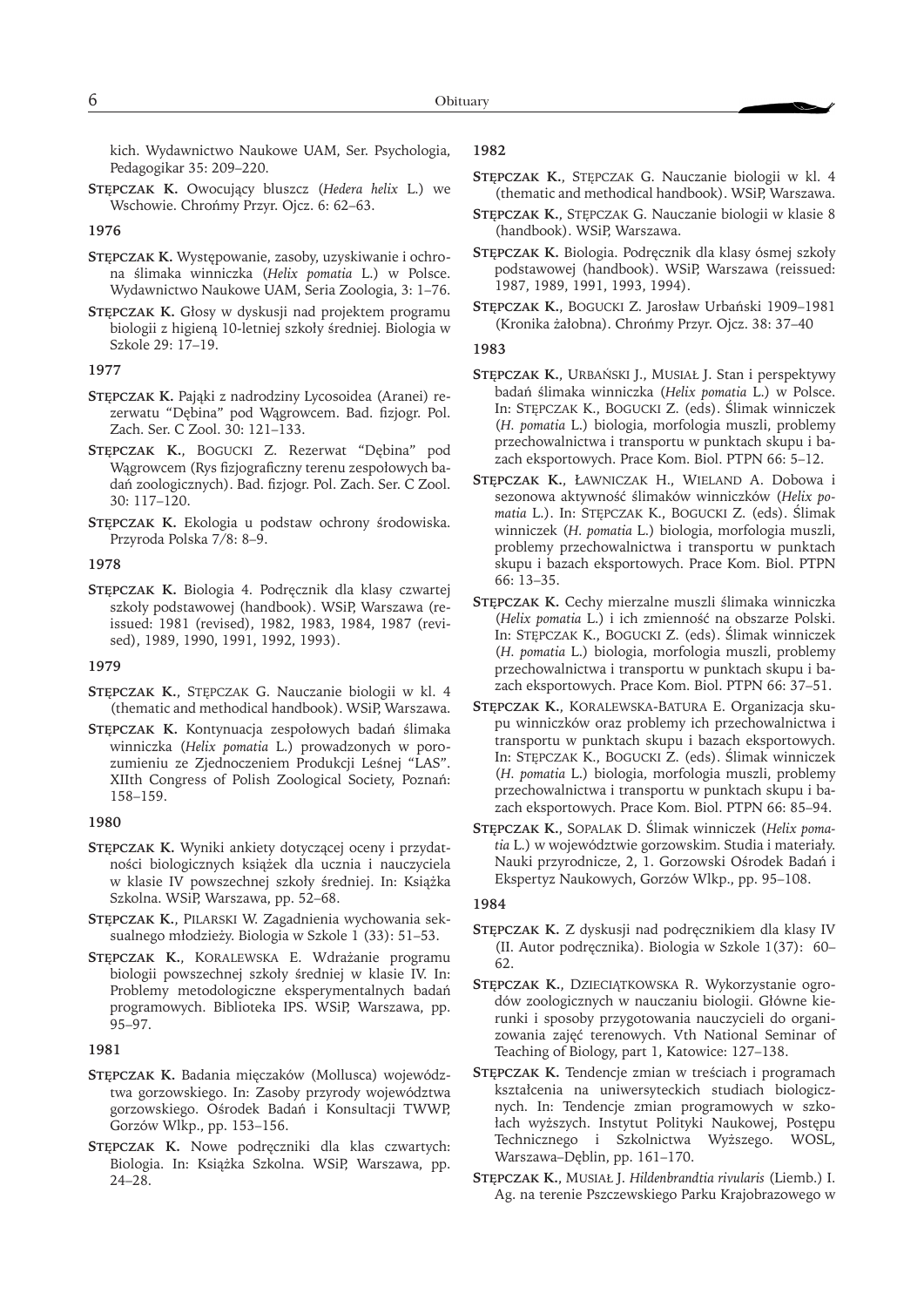kich. Wydawnictwo Naukowe UAM, Ser. Psychologia, Pedagogikar 35: 209–220.

**Stępczak K.** Owocujący bluszcz (*Hedera helix* L.) we Wschowie. Chrońmy Przyr. Ojcz. 6: 62–63.

**1976**

**Stępczak K.** Występowanie, zasoby, uzyskiwanie i ochrona ślimaka winniczka (*Helix pomatia* L.) w Polsce. Wydawnictwo Naukowe UAM, Seria Zoologia, 3: 1–76.

**Stępczak K.** Głosy w dyskusji nad projektem programu biologii z higieną 10-letniej szkoły średniej. Biologia w Szkole 29: 17–19.

**1977**

**Stępczak K.** Pająki z nadrodziny Lycosoidea (Aranei) rezerwatu "Dębina" pod Wągrowcem. Bad. fizjogr. Pol. Zach. Ser. C Zool. 30: 121–133.

**Stępczak K.**, Bogucki Z. Rezerwat "Dębina" pod Wągrowcem (Rys fizjograficzny terenu zespołowych badań zoologicznych). Bad. fizjogr. Pol. Zach. Ser. C Zool. 30: 117–120.

**Stępczak K.** Ekologia u podstaw ochrony środowiska. Przyroda Polska 7/8: 8–9.

**1978**

**Stępczak K.** Biologia 4. Podręcznik dla klasy czwartej szkoły podstawowej (handbook). WSiP, Warszawa (reissued: 1981 (revised), 1982, 1983, 1984, 1987 (revised), 1989, 1990, 1991, 1992, 1993).

**1979**

**Stępczak K.**, Stępczak G. Nauczanie biologii w kl. 4 (thematic and methodical handbook). WSiP, Warszawa.

**Stępczak K.** Kontynuacja zespołowych badań ślimaka winniczka (*Helix pomatia* L.) prowadzonych w porozumieniu ze Zjednoczeniem Produkcji Leśnej "LAS". XIIth Congress of Polish Zoological Society, Poznań: 158–159.

**1980**

**Stępczak K.** Wyniki ankiety dotyczącej oceny i przydatności biologicznych książek dla ucznia i nauczyciela w klasie IV powszechnej szkoły średniej. In: Książka Szkolna. WSiP, Warszawa, pp. 52–68.

**Stępczak K.**, Pilarski W. Zagadnienia wychowania seksualnego młodzieży. Biologia w Szkole 1 (33): 51–53.

**Stępczak K.**, Koralewska E. Wdrażanie programu biologii powszechnej szkoły średniej w klasie IV. In: Problemy metodologiczne eksperymentalnych badań programowych. Biblioteka IPS. WSiP, Warszawa, pp. 95–97.

**1981**

**Stępczak K.** Badania mięczaków (Mollusca) województwa gorzowskiego. In: Zasoby przyrody województwa gorzowskiego. Ośrodek Badań i Konsultacji TWWP, Gorzów Wlkp., pp. 153–156.

**Stępczak K.** Nowe podręczniki dla klas czwartych: Biologia. In: Książka Szkolna. WSiP, Warszawa, pp. 24–28.

**1982**

**Stępczak K.**, Stępczak G. Nauczanie biologii w kl. 4 (thematic and methodical handbook). WSiP, Warszawa.

**Stępczak K.**, Stępczak G. Nauczanie biologii w klasie 8 (handbook). WSiP, Warszawa.

**Stępczak K.** Biologia. Podręcznik dla klasy ósmej szkoły podstawowej (handbook). WSiP, Warszawa (reissued: 1987, 1989, 1991, 1993, 1994).

**Stępczak K.**, Bogucki Z. Jarosław Urbański 1909–1981 (Kronika żałobna). Chrońmy Przyr. Ojcz. 38: 37–40

**1983**

**Stępczak K.**, Urbański J., Musiał J. Stan i perspektywy badań ślimaka winniczka (*Helix pomatia* L.) w Polsce. In: Stępczak K., Bogucki Z. (eds). Ślimak winniczek (*H. pomatia* L.) biologia, morfologia muszli, problemy przechowalnictwa i transportu w punktach skupu i bazach eksportowych. Prace Kom. Biol. PTPN 66: 5–12.

**Stępczak K.**, Ławniczak H., Wieland A. Dobowa i sezonowa aktywność ślimaków winniczków (*Helix pomatia* L.). In: Stępczak K., Bogucki Z. (eds). Ślimak winniczek (*H. pomatia* L.) biologia, morfologia muszli, problemy przechowalnictwa i transportu w punktach skupu i bazach eksportowych. Prace Kom. Biol. PTPN 66: 13–35.

**Stępczak K.** Cechy mierzalne muszli ślimaka winniczka (*Helix pomatia* L.) i ich zmienność na obszarze Polski. In: Stępczak K., Bogucki Z. (eds). Ślimak winniczek (*H. pomatia* L.) biologia, morfologia muszli, problemy przechowalnictwa i transportu w punktach skupu i bazach eksportowych. Prace Kom. Biol. PTPN 66: 37–51.

**Stępczak K.**, Koralewska-Batura E. Organizacja skupu winniczków oraz problemy ich przechowalnictwa i transportu w punktach skupu i bazach eksportowych. In: Stępczak K., Bogucki Z. (eds). Ślimak winniczek (*H. pomatia* L.) biologia, morfologia muszli, problemy przechowalnictwa i transportu w punktach skupu i bazach eksportowych. Prace Kom. Biol. PTPN 66: 85–94.

**Stępczak K.**, Sopalak D. Ślimak winniczek (*Helix pomatia* L.) w województwie gorzowskim. Studia i materiały. Nauki przyrodnicze, 2, 1. Gorzowski Ośrodek Badań i Ekspertyz Naukowych, Gorzów Wlkp., pp. 95–108.

**1984**

**Stępczak K.** Z dyskusji nad podręcznikiem dla klasy IV (II. Autor podręcznika). Biologia w Szkole 1(37): 60–62.

**Stępczak K.**, Dziecią̨tkowska R. Wykorzystanie ogrodów zoologicznych w nauczaniu biologii. Główne kierunki i sposoby przygotowania nauczycieli do organizowania zajęć terenowych. Vth National Seminar of Teaching of Biology, part 1, Katowice: 127–138.

**Stępczak K.** Tendencje zmian w treściach i programach kształcenia na uniwersyteckich studiach biologicznych. In: Tendencje zmian programowych w szkołach wyższych. Instytut Polityki Naukowej, Postępu Technicznego i Szkolnictwa Wyższego. WOSL, Warszawa–Dęblin, pp. 161–170.

**Stępczak K.**, Musiał J. *Hildenbrandtia rivularis* (Liemb.) I. Ag. na terenie Pszczewskiego Parku Krajobrazowego w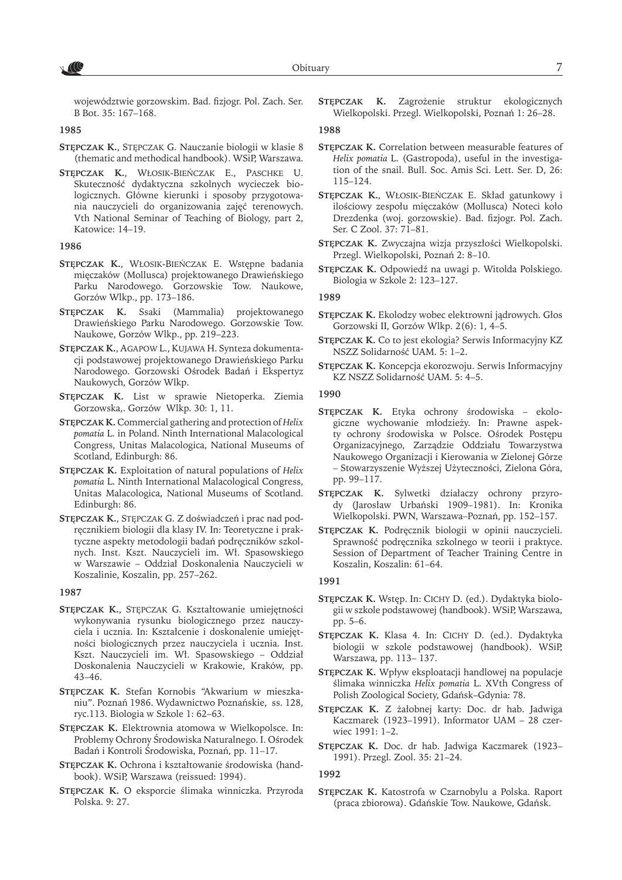województwie gorzowskim. Bad. fizjogr. Pol. Zach. Ser. B Bot. 35: 167–168.

**1985**

**Stępczak K.**, Stępczak G. Nauczanie biologii w klasie 8 (thematic and methodical handbook). WSiP, Warszawa.

**Stępczak K.**, Włosik-Bieńczak E., Paschke U. Skuteczność dydaktyczna szkolnych wycieczek biologicznych. Główne kierunki i sposoby przygotowania nauczycieli do organizowania zajęć terenowych. Vth National Seminar of Teaching of Biology, part 2, Katowice: 14–19.

**1986**

**Stępczak K.**, Włosik-Bieńczak E. Wstępne badania mięczaków (Mollusca) projektowanego Drawieńskiego Parku Narodowego. Gorzowskie Tow. Naukowe, Gorzów Wlkp., pp. 173–186.

**Stępczak K.** Ssaki (Mammalia) projektowanego Drawieńskiego Parku Narodowego. Gorzowskie Tow. Naukowe, Gorzów Wlkp., pp. 219–223.

**Stępczak K.**, Agapow L., Kujawa H. Synteza dokumentacji podstawowej projektowanego Drawieńskiego Parku Narodowego. Gorzowski Ośrodek Badań i Ekspertyz Naukowych, Gorzów Wlkp.

**Stępczak K.** List w sprawie Nietoperka. Ziemia Gorzowska,. Gorzów Wlkp. 30: 1, 11.

**Stępczak K.** Commercial gathering and protection of *Helix pomatia* L. in Poland. Ninth International Malacological Congress, Unitas Malacologica, National Museums of Scotland, Edinburgh: 86.

**Stępczak K.** Exploitation of natural populations of *Helix pomatia* L. Ninth International Malacological Congress, Unitas Malacologica, National Museums of Scotland. Edinburgh: 86.

**Stępczak K.**, Stępczak G. Z doświadczeń i prac nad podręcznikiem biologii dla klasy IV. In: Teoretyczne i praktyczne aspekty metodologii badań podręczników szkolnych. Inst. Kszt. Nauczycieli im. Wł. Spasowskiego w Warszawie – Oddział Doskonalenia Nauczycieli w Koszalinie, Koszalin, pp. 257–262.

**1987**

**Stępczak K.**, Stępczak G. Kształtowanie umiejętności wykonywania rysunku biologicznego przez nauczyciela i ucznia. In: Kształcenie i doskonalenie umiejętności biologicznych przez nauczyciela i ucznia. Inst. Kszt. Nauczycieli im. Wł. Spasowskiego – Oddział Doskonalenia Nauczycieli w Krakowie, Kraków, pp. 43–46.

**Stępczak K.** Stefan Kornobis "Akwarium w mieszkaniu". Poznań 1986. Wydawnictwo Poznańskie, ss. 128, ryc.113. Biologia w Szkole 1: 62–63.

**Stępczak K.** Elektrownia atomowa w Wielkopolsce. In: Problemy Ochrony Środowiska Naturalnego. I. Ośrodek Badań i Kontroli Środowiska, Poznań, pp. 11–17.

**Stępczak K.** Ochrona i kształtowanie środowiska (handbook). WSiP, Warszawa (reissued: 1994).

**Stępczak K.** O eksporcie ślimaka winniczka. Przyroda Polska. 9: 27.

**Stępczak K.** Zagrożenie struktur ekologicznych Wielkopolski. Przegl. Wielkopolski, Poznań 1: 26–28.

**1988**

**Stępczak K.** Correlation between measurable features of *Helix pomatia* L. (Gastropoda), useful in the investigation of the snail. Bull. Soc. Amis Sci. Lett. Ser. D, 26: 115–124.

**Stępczak K.**, Włosik-Bieńczak E. Skład gatunkowy i ilościowy zespołu mięczaków (Mollusca) Noteci koło Drezdenka (woj. gorzowskie). Bad. fizjogr. Pol. Zach. Ser. C Zool. 37: 71–81.

**Stępczak K.** Zwyczajna wizja przyszłości Wielkopolski. Przegl. Wielkopolski, Poznań 2: 8–10.

**Stępczak K.** Odpowiedź na uwagi p. Witolda Polskiego. Biologia w Szkole 2: 123–127.

**1989**

**Stępczak K.** Ekolodzy wobec elektrowni jądrowych. Głos Gorzowski II, Gorzów Wlkp. 2(6): 1, 4–5.

**Stępczak K.** Co to jest ekologia? Serwis Informacyjny KZ NSZZ Solidarność UAM. 5: 1–2.

**Stępczak K.** Koncepcja ekorozwoju. Serwis Informacyjny KZ NSZZ Solidarność UAM. 5: 4–5.

**1990**

**Stępczak K.** Etyka ochrony środowiska – ekologiczne wychowanie młodzieży. In: Prawne aspekty ochrony środowiska w Polsce. Ośrodek Postępu Organizacyjnego, Zarządzie Oddziału Towarzystwa Naukowego Organizacji i Kierowania w Zielonej Górze – Stowarzyszenie Wyższej Użyteczności, Zielona Góra, pp. 99–117.

**Stępczak K.** Sylwetki działaczy ochrony przyrody (Jarosław Urbański 1909–1981). In: Kronika Wielkopolski. PWN, Warszawa–Poznań, pp. 152–157.

**Stępczak K.** Podręcznik biologii w opinii nauczycieli. Sprawność podręcznika szkolnego w teorii i praktyce. Session of Department of Teacher Training Centre in Koszalin, Koszalin: 61–64.

**1991**

**Stępczak K.** Wstęp. In: Cichy D. (ed.). Dydaktyka biologii w szkole podstawowej (handbook). WSiP, Warszawa, pp. 5–6.

**Stępczak K.** Klasa 4. In: Cichy D. (ed.). Dydaktyka biologii w szkole podstawowej (handbook). WSiP, Warszawa, pp. 113– 137.

**Stępczak K.** Wpływ eksploatacji handlowej na populacje ślimaka winniczka *Helix pomatia* L. XVth Congress of Polish Zoological Society, Gdańsk–Gdynia: 78.

**Stępczak K.** Z żałobnej karty: Doc. dr hab. Jadwiga Kaczmarek (1923–1991). Informator UAM – 28 czerwiec 1991: 1–2.

**Stępczak K.** Doc. dr hab. Jadwiga Kaczmarek (1923–1991). Przegl. Zool. 35: 21–24.

**1992**

**Stępczak K.** Katostrofa w Czarnobylu a Polska. Raport (praca zbiorowa). Gdańskie Tow. Naukowe, Gdańsk.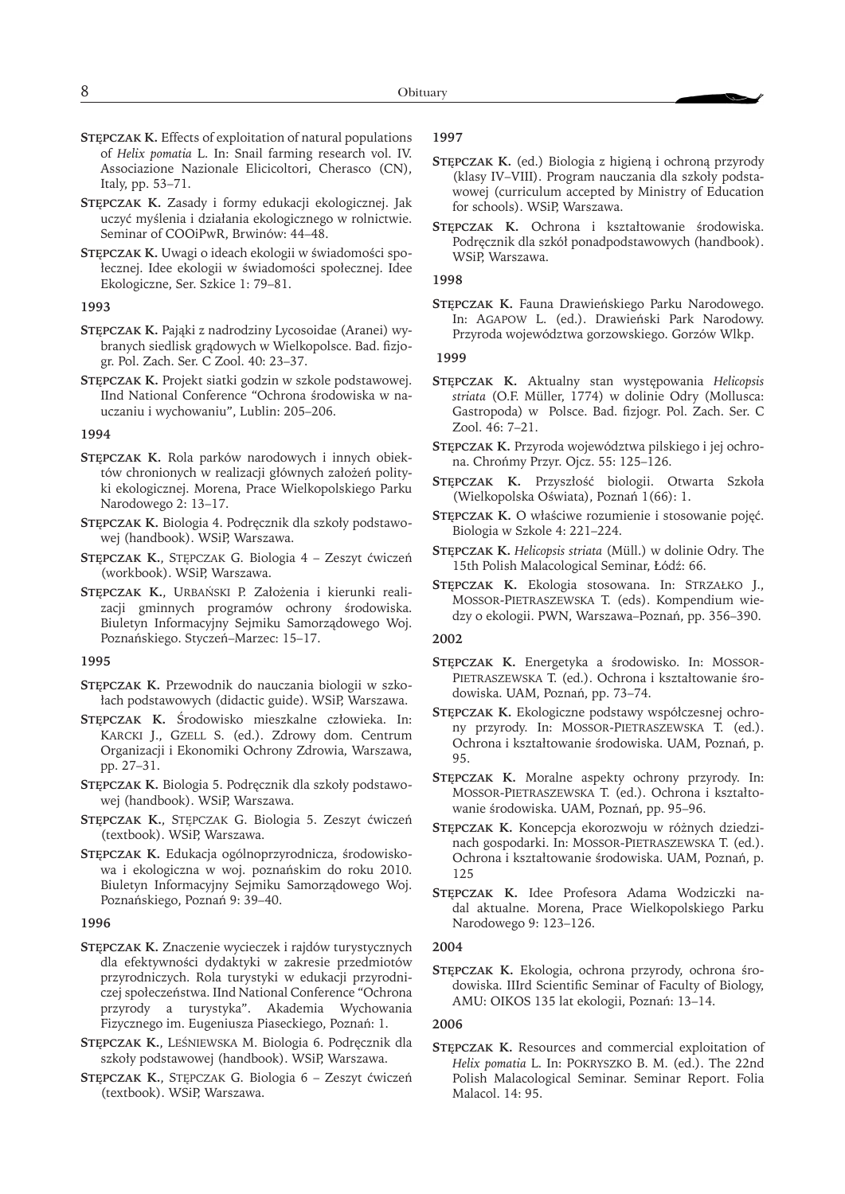**STĘPCZAK K.** Effects of exploitation of natural populations of *Helix pomatia* L. In: Snail farming research vol. IV. Associazione Nazionale Elicicoltori, Cherasco (CN), Italy, pp. 53–71.

**STĘPCZAK K.** Zasady i formy edukacji ekologicznej. Jak uczyć myślenia i działania ekologicznego w rolnictwie. Seminar of COOiPwR, Brwinów: 44–48.

**STĘPCZAK K.** Uwagi o ideach ekologii w świadomości społecznej. Idee ekologii w świadomości społecznej. Idee Ekologiczne, Ser. Szkice 1: 79–81.

**1993**

**STĘPCZAK K.** Pająki z nadrodziny Lycosoidae (Aranei) wybranych siedlisk grądowych w Wielkopolsce. Bad. fizjogr. Pol. Zach. Ser. C Zool. 40: 23–37.

**STĘPCZAK K.** Projekt siatki godzin w szkole podstawowej. IInd National Conference "Ochrona środowiska w nauczaniu i wychowaniu", Lublin: 205–206.

**1994**

**STĘPCZAK K.** Rola parków narodowych i innych obiektów chronionych w realizacji głównych założeń polityki ekologicznej. Morena, Prace Wielkopolskiego Parku Narodowego 2: 13–17.

**STĘPCZAK K.** Biologia 4. Podręcznik dla szkoły podstawowej (handbook). WSiP, Warszawa.

**STĘPCZAK K.**, STĘPCZAK G. Biologia 4 – Zeszyt ćwiczeń (workbook). WSiP, Warszawa.

**STĘPCZAK K.**, URBAŃSKI P. Założenia i kierunki realizacji gminnych programów ochrony środowiska. Biuletyn Informacyjny Sejmiku Samorządowego Woj. Poznańskiego. Styczeń–Marzec: 15–17.

**1995**

**STĘPCZAK K.** Przewodnik do nauczania biologii w szkołach podstawowych (didactic guide). WSiP, Warszawa.

**STĘPCZAK K.** Środowisko mieszkalne człowieka. In: KARCKI J., GZELL S. (ed.). Zdrowy dom. Centrum Organizacji i Ekonomiki Ochrony Zdrowia, Warszawa, pp. 27–31.

**STĘPCZAK K.** Biologia 5. Podręcznik dla szkoły podstawowej (handbook). WSiP, Warszawa.

**STĘPCZAK K.**, STĘPCZAK G. Biologia 5. Zeszyt ćwiczeń (textbook). WSiP, Warszawa.

**STĘPCZAK K.** Edukacja ogólnoprzyrodnicza, środowiskowa i ekologiczna w woj. poznańskim do roku 2010. Biuletyn Informacyjny Sejmiku Samorządowego Woj. Poznańskiego, Poznań 9: 39–40.

**1996**

**STĘPCZAK K.** Znaczenie wycieczek i rajdów turystycznych dla efektywności dydaktyki w zakresie przedmiotów przyrodniczych. Rola turystyki w edukacji przyrodniczej społeczeństwa. IInd National Conference "Ochrona przyrody a turystyka". Akademia Wychowania Fizycznego im. Eugeniusza Piaseckiego, Poznań: 1.

**STĘPCZAK K.**, LEŚNIEWSKA M. Biologia 6. Podręcznik dla szkoły podstawowej (handbook). WSiP, Warszawa.

**STĘPCZAK K.**, STĘPCZAK G. Biologia 6 – Zeszyt ćwiczeń (textbook). WSiP, Warszawa.

**1997**

**STĘPCZAK K.** (ed.) Biologia z higieną i ochroną przyrody (klasy IV–VIII). Program nauczania dla szkoły podstawowej (curriculum accepted by Ministry of Education for schools). WSiP, Warszawa.

**STĘPCZAK K.** Ochrona i kształtowanie środowiska. Podręcznik dla szkół ponadpodstawowych (handbook). WSiP, Warszawa.

**1998**

**STĘPCZAK K.** Fauna Drawieńskiego Parku Narodowego. In: AGAPOW L. (ed.). Drawieński Park Narodowy. Przyroda województwa gorzowskiego. Gorzów Wlkp.

**1999**

**STĘPCZAK K.** Aktualny stan występowania *Helicopsis striata* (O.F. Müller, 1774) w dolinie Odry (Mollusca: Gastropoda) w Polsce. Bad. fizjogr. Pol. Zach. Ser. C Zool. 46: 7–21.

**STĘPCZAK K.** Przyroda województwa pilskiego i jej ochrona. Chrońmy Przyr. Ojcz. 55: 125–126.

**STĘPCZAK K.** Przyszłość biologii. Otwarta Szkoła (Wielkopolska Oświata), Poznań 1(66): 1.

**STĘPCZAK K.** O właściwe rozumienie i stosowanie pojęć. Biologia w Szkole 4: 221–224.

**STĘPCZAK K.** *Helicopsis striata* (Müll.) w dolinie Odry. The 15th Polish Malacological Seminar, Łódź: 66.

**STĘPCZAK K.** Ekologia stosowana. In: STRZAŁKO J., MOSSOR-PIETRASZEWSKA T. (eds). Kompendium wiedzy o ekologii. PWN, Warszawa–Poznań, pp. 356–390.

**2002**

**STĘPCZAK K.** Energetyka a środowisko. In: MOSSOR-PIETRASZEWSKA T. (ed.). Ochrona i kształtowanie środowiska. UAM, Poznań, pp. 73–74.

**STĘPCZAK K.** Ekologiczne podstawy współczesnej ochrony przyrody. In: MOSSOR-PIETRASZEWSKA T. (ed.). Ochrona i kształtowanie środowiska. UAM, Poznań, p. 95.

**STĘPCZAK K.** Moralne aspekty ochrony przyrody. In: MOSSOR-PIETRASZEWSKA T. (ed.). Ochrona i kształtowanie środowiska. UAM, Poznań, pp. 95–96.

**STĘPCZAK K.** Koncepcja ekorozwoju w różnych dziedzinach gospodarki. In: MOSSOR-PIETRASZEWSKA T. (ed.). Ochrona i kształtowanie środowiska. UAM, Poznań, p. 125

**STĘPCZAK K.** Idee Profesora Adama Wodziczki nadal aktualne. Morena, Prace Wielkopolskiego Parku Narodowego 9: 123–126.

**2004**

**STĘPCZAK K.** Ekologia, ochrona przyrody, ochrona środowiska. IIIrd Scientific Seminar of Faculty of Biology, AMU: OIKOS 135 lat ekologii, Poznań: 13–14.

**2006**

**STĘPCZAK K.** Resources and commercial exploitation of *Helix pomatia* L. In: POKRYSZKO B. M. (ed.). The 22nd Polish Malacological Seminar. Seminar Report. Folia Malacol. 14: 95.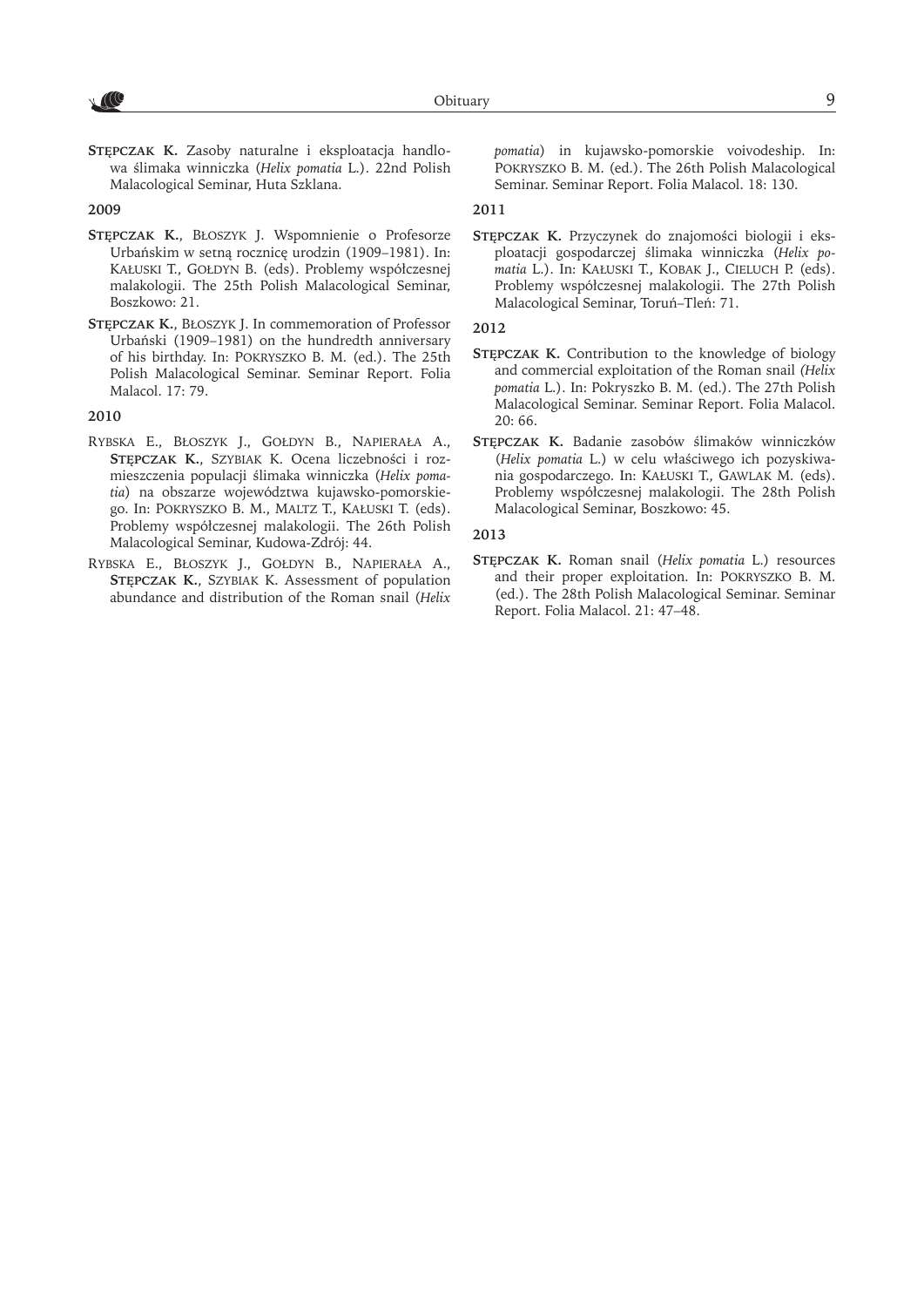**Stępczak K.** Zasoby naturalne i eksploatacja handlowa ślimaka winniczka (*Helix pomatia* L.). 22nd Polish Malacological Seminar, Huta Szklana.

**2009**

**Stępczak K.**, Błoszyk J. Wspomnienie o Profesorze Urbańskim w setną rocznicę urodzin (1909–1981). In: Kałuski T., Gołdyn B. (eds). Problemy współczesnej malakologii. The 25th Polish Malacological Seminar, Boszkowo: 21.

**Stępczak K.**, Błoszyk J. In commemoration of Professor Urbański (1909–1981) on the hundredth anniversary of his birthday. In: Pokryszko B. M. (ed.). The 25th Polish Malacological Seminar. Seminar Report. Folia Malacol. 17: 79.

**2010**

Rybska E., Błoszyk J., Gołdyn B., Napierała A., **Stępczak K.**, Szybiak K. Ocena liczebności i rozmieszczenia populacji ślimaka winniczka (*Helix pomatia*) na obszarze województwa kujawsko-pomorskiego. In: Pokryszko B. M., Maltz T., Kałuski T. (eds). Problemy współczesnej malakologii. The 26th Polish Malacological Seminar, Kudowa-Zdrój: 44.

Rybska E., Błoszyk J., Gołdyn B., Napierała A., **Stępczak K.**, Szybiak K. Assessment of population abundance and distribution of the Roman snail (*Helix pomatia*) in kujawsko-pomorskie voivodeship. In: Pokryszko B. M. (ed.). The 26th Polish Malacological Seminar. Seminar Report. Folia Malacol. 18: 130.

**2011**

**Stępczak K.** Przyczynek do znajomości biologii i eksploatacji gospodarczej ślimaka winniczka (*Helix pomatia* L.). In: Kałuski T., Kobak J., Cieluch P. (eds). Problemy współczesnej malakologii. The 27th Polish Malacological Seminar, Toruń–Tleń: 71.

**2012**

**Stępczak K.** Contribution to the knowledge of biology and commercial exploitation of the Roman snail *(Helix pomatia* L.). In: Pokryszko B. M. (ed.). The 27th Polish Malacological Seminar. Seminar Report. Folia Malacol. 20: 66.

**Stępczak K.** Badanie zasobów ślimaków winniczków (*Helix pomatia* L.) w celu właściwego ich pozyskiwania gospodarczego. In: Kałuski T., Gawlak M. (eds). Problemy współczesnej malakologii. The 28th Polish Malacological Seminar, Boszkowo: 45.

**2013**

**Stępczak K.** Roman snail (*Helix pomatia* L.) resources and their proper exploitation. In: Pokryszko B. M. (ed.). The 28th Polish Malacological Seminar. Seminar Report. Folia Malacol. 21: 47–48.